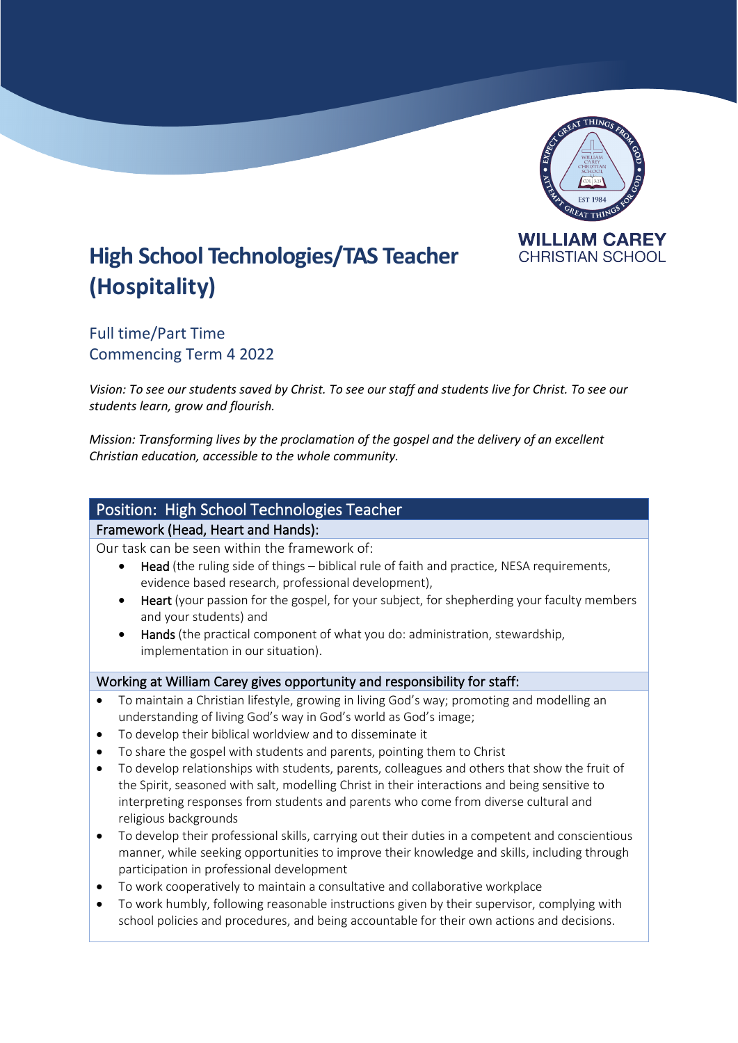WILLIAM CAREY
CHRISTIAN SCHOOL

# High School Technologies/TAS Teacher (Hospitality)

Full time/Part Time
Commencing Term 4 2022

*Vision: To see our students saved by Christ. To see our staff and students live for Christ. To see our students learn, grow and flourish.*

*Mission: Transforming lives by the proclamation of the gospel and the delivery of an excellent Christian education, accessible to the whole community.*

## Position: High School Technologies Teacher

### Framework (Head, Heart and Hands):

Our task can be seen within the framework of:

- Head (the ruling side of things – biblical rule of faith and practice, NESA requirements, evidence based research, professional development),
- Heart (your passion for the gospel, for your subject, for shepherding your faculty members and your students) and
- Hands (the practical component of what you do: administration, stewardship, implementation in our situation).

### Working at William Carey gives opportunity and responsibility for staff:

- To maintain a Christian lifestyle, growing in living God's way; promoting and modelling an understanding of living God's way in God's world as God's image;
- To develop their biblical worldview and to disseminate it
- To share the gospel with students and parents, pointing them to Christ
- To develop relationships with students, parents, colleagues and others that show the fruit of the Spirit, seasoned with salt, modelling Christ in their interactions and being sensitive to interpreting responses from students and parents who come from diverse cultural and religious backgrounds
- To develop their professional skills, carrying out their duties in a competent and conscientious manner, while seeking opportunities to improve their knowledge and skills, including through participation in professional development
- To work cooperatively to maintain a consultative and collaborative workplace
- To work humbly, following reasonable instructions given by their supervisor, complying with school policies and procedures, and being accountable for their own actions and decisions.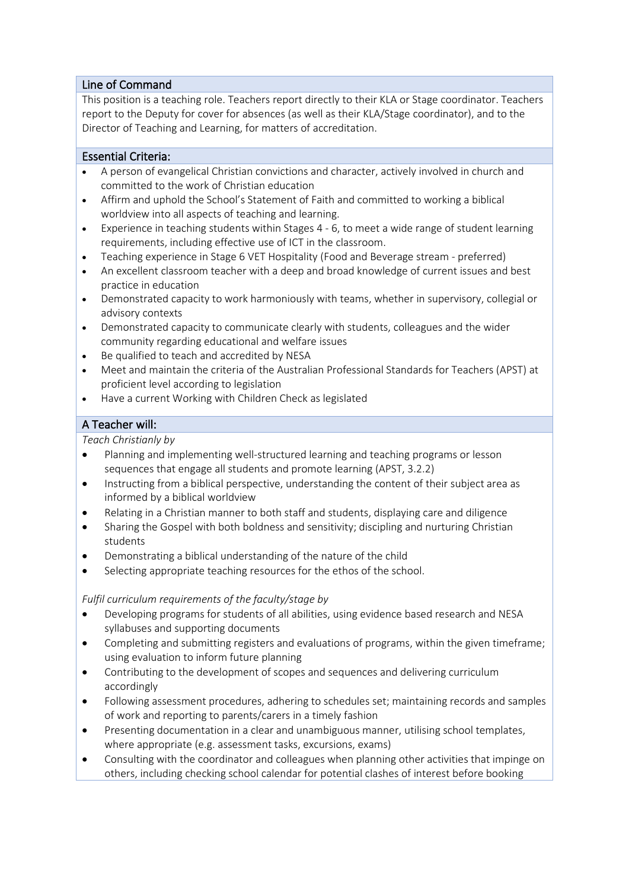## Line of Command

This position is a teaching role. Teachers report directly to their KLA or Stage coordinator. Teachers report to the Deputy for cover for absences (as well as their KLA/Stage coordinator), and to the Director of Teaching and Learning, for matters of accreditation.

## Essential Criteria:

- A person of evangelical Christian convictions and character, actively involved in church and committed to the work of Christian education
- Affirm and uphold the School's Statement of Faith and committed to working a biblical worldview into all aspects of teaching and learning.
- Experience in teaching students within Stages 4 - 6, to meet a wide range of student learning requirements, including effective use of ICT in the classroom.
- Teaching experience in Stage 6 VET Hospitality (Food and Beverage stream - preferred)
- An excellent classroom teacher with a deep and broad knowledge of current issues and best practice in education
- Demonstrated capacity to work harmoniously with teams, whether in supervisory, collegial or advisory contexts
- Demonstrated capacity to communicate clearly with students, colleagues and the wider community regarding educational and welfare issues
- Be qualified to teach and accredited by NESA
- Meet and maintain the criteria of the Australian Professional Standards for Teachers (APST) at proficient level according to legislation
- Have a current Working with Children Check as legislated

## A Teacher will:

*Teach Christianly by*

- Planning and implementing well-structured learning and teaching programs or lesson sequences that engage all students and promote learning (APST, 3.2.2)
- Instructing from a biblical perspective, understanding the content of their subject area as informed by a biblical worldview
- Relating in a Christian manner to both staff and students, displaying care and diligence
- Sharing the Gospel with both boldness and sensitivity; discipling and nurturing Christian students
- Demonstrating a biblical understanding of the nature of the child
- Selecting appropriate teaching resources for the ethos of the school.

*Fulfil curriculum requirements of the faculty/stage by*

- Developing programs for students of all abilities, using evidence based research and NESA syllabuses and supporting documents
- Completing and submitting registers and evaluations of programs, within the given timeframe; using evaluation to inform future planning
- Contributing to the development of scopes and sequences and delivering curriculum accordingly
- Following assessment procedures, adhering to schedules set; maintaining records and samples of work and reporting to parents/carers in a timely fashion
- Presenting documentation in a clear and unambiguous manner, utilising school templates, where appropriate (e.g. assessment tasks, excursions, exams)
- Consulting with the coordinator and colleagues when planning other activities that impinge on others, including checking school calendar for potential clashes of interest before booking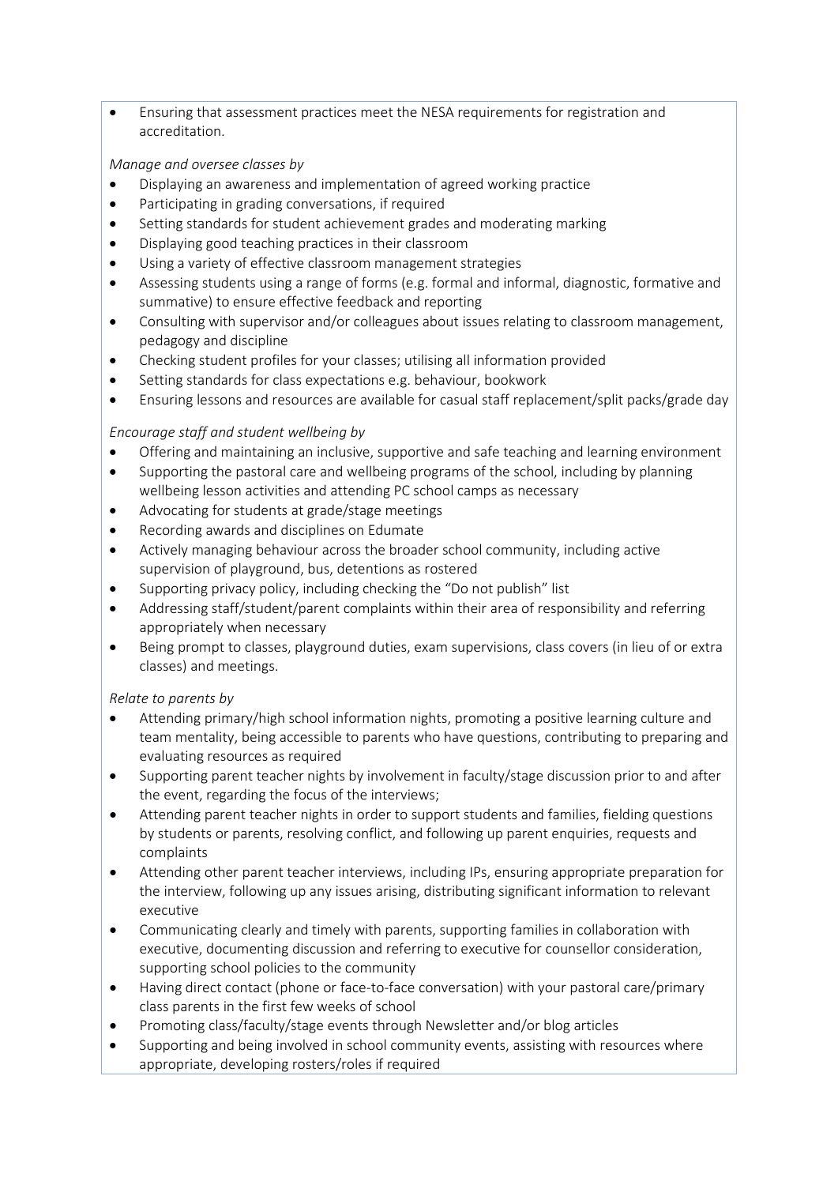- Ensuring that assessment practices meet the NESA requirements for registration and accreditation.

*Manage and oversee classes by*

- Displaying an awareness and implementation of agreed working practice
- Participating in grading conversations, if required
- Setting standards for student achievement grades and moderating marking
- Displaying good teaching practices in their classroom
- Using a variety of effective classroom management strategies
- Assessing students using a range of forms (e.g. formal and informal, diagnostic, formative and summative) to ensure effective feedback and reporting
- Consulting with supervisor and/or colleagues about issues relating to classroom management, pedagogy and discipline
- Checking student profiles for your classes; utilising all information provided
- Setting standards for class expectations e.g. behaviour, bookwork
- Ensuring lessons and resources are available for casual staff replacement/split packs/grade day

*Encourage staff and student wellbeing by*

- Offering and maintaining an inclusive, supportive and safe teaching and learning environment
- Supporting the pastoral care and wellbeing programs of the school, including by planning wellbeing lesson activities and attending PC school camps as necessary
- Advocating for students at grade/stage meetings
- Recording awards and disciplines on Edumate
- Actively managing behaviour across the broader school community, including active supervision of playground, bus, detentions as rostered
- Supporting privacy policy, including checking the "Do not publish" list
- Addressing staff/student/parent complaints within their area of responsibility and referring appropriately when necessary
- Being prompt to classes, playground duties, exam supervisions, class covers (in lieu of or extra classes) and meetings.

*Relate to parents by*

- Attending primary/high school information nights, promoting a positive learning culture and team mentality, being accessible to parents who have questions, contributing to preparing and evaluating resources as required
- Supporting parent teacher nights by involvement in faculty/stage discussion prior to and after the event, regarding the focus of the interviews;
- Attending parent teacher nights in order to support students and families, fielding questions by students or parents, resolving conflict, and following up parent enquiries, requests and complaints
- Attending other parent teacher interviews, including IPs, ensuring appropriate preparation for the interview, following up any issues arising, distributing significant information to relevant executive
- Communicating clearly and timely with parents, supporting families in collaboration with executive, documenting discussion and referring to executive for counsellor consideration, supporting school policies to the community
- Having direct contact (phone or face-to-face conversation) with your pastoral care/primary class parents in the first few weeks of school
- Promoting class/faculty/stage events through Newsletter and/or blog articles
- Supporting and being involved in school community events, assisting with resources where appropriate, developing rosters/roles if required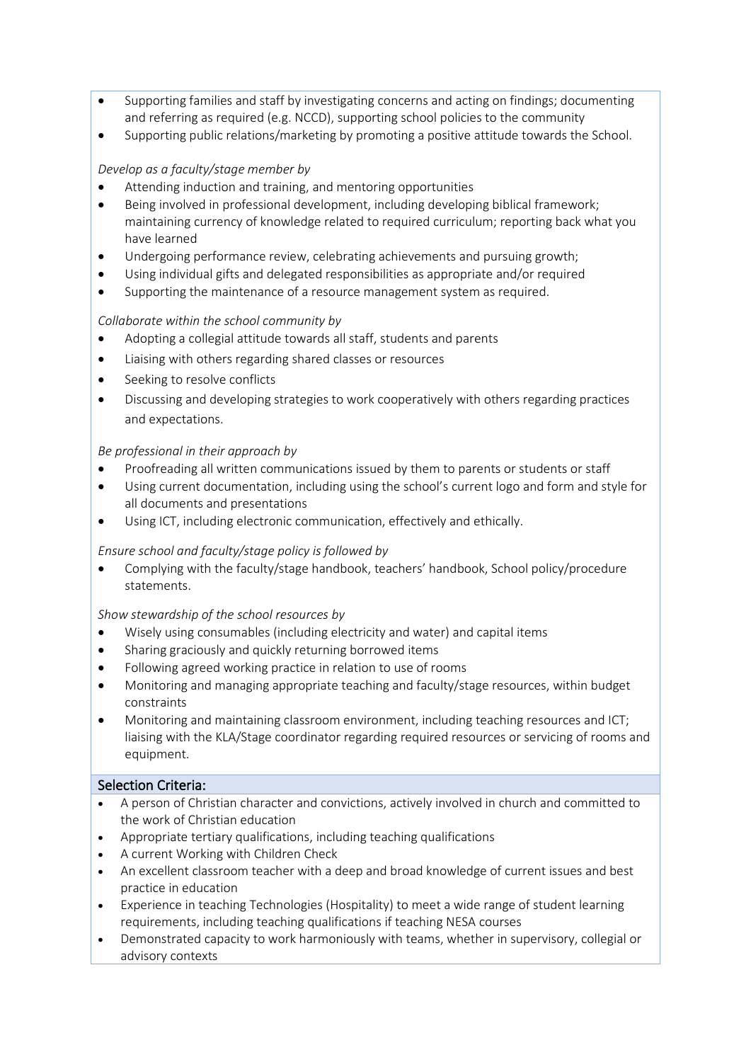- Supporting families and staff by investigating concerns and acting on findings; documenting and referring as required (e.g. NCCD), supporting school policies to the community
- Supporting public relations/marketing by promoting a positive attitude towards the School.

*Develop as a faculty/stage member by*

- Attending induction and training, and mentoring opportunities
- Being involved in professional development, including developing biblical framework; maintaining currency of knowledge related to required curriculum; reporting back what you have learned
- Undergoing performance review, celebrating achievements and pursuing growth;
- Using individual gifts and delegated responsibilities as appropriate and/or required
- Supporting the maintenance of a resource management system as required.

*Collaborate within the school community by*

- Adopting a collegial attitude towards all staff, students and parents
- Liaising with others regarding shared classes or resources
- Seeking to resolve conflicts
- Discussing and developing strategies to work cooperatively with others regarding practices and expectations.

*Be professional in their approach by*

- Proofreading all written communications issued by them to parents or students or staff
- Using current documentation, including using the school's current logo and form and style for all documents and presentations
- Using ICT, including electronic communication, effectively and ethically.

*Ensure school and faculty/stage policy is followed by*

- Complying with the faculty/stage handbook, teachers' handbook, School policy/procedure statements.

*Show stewardship of the school resources by*

- Wisely using consumables (including electricity and water) and capital items
- Sharing graciously and quickly returning borrowed items
- Following agreed working practice in relation to use of rooms
- Monitoring and managing appropriate teaching and faculty/stage resources, within budget constraints
- Monitoring and maintaining classroom environment, including teaching resources and ICT; liaising with the KLA/Stage coordinator regarding required resources or servicing of rooms and equipment.

## Selection Criteria:

- A person of Christian character and convictions, actively involved in church and committed to the work of Christian education
- Appropriate tertiary qualifications, including teaching qualifications
- A current Working with Children Check
- An excellent classroom teacher with a deep and broad knowledge of current issues and best practice in education
- Experience in teaching Technologies (Hospitality) to meet a wide range of student learning requirements, including teaching qualifications if teaching NESA courses
- Demonstrated capacity to work harmoniously with teams, whether in supervisory, collegial or advisory contexts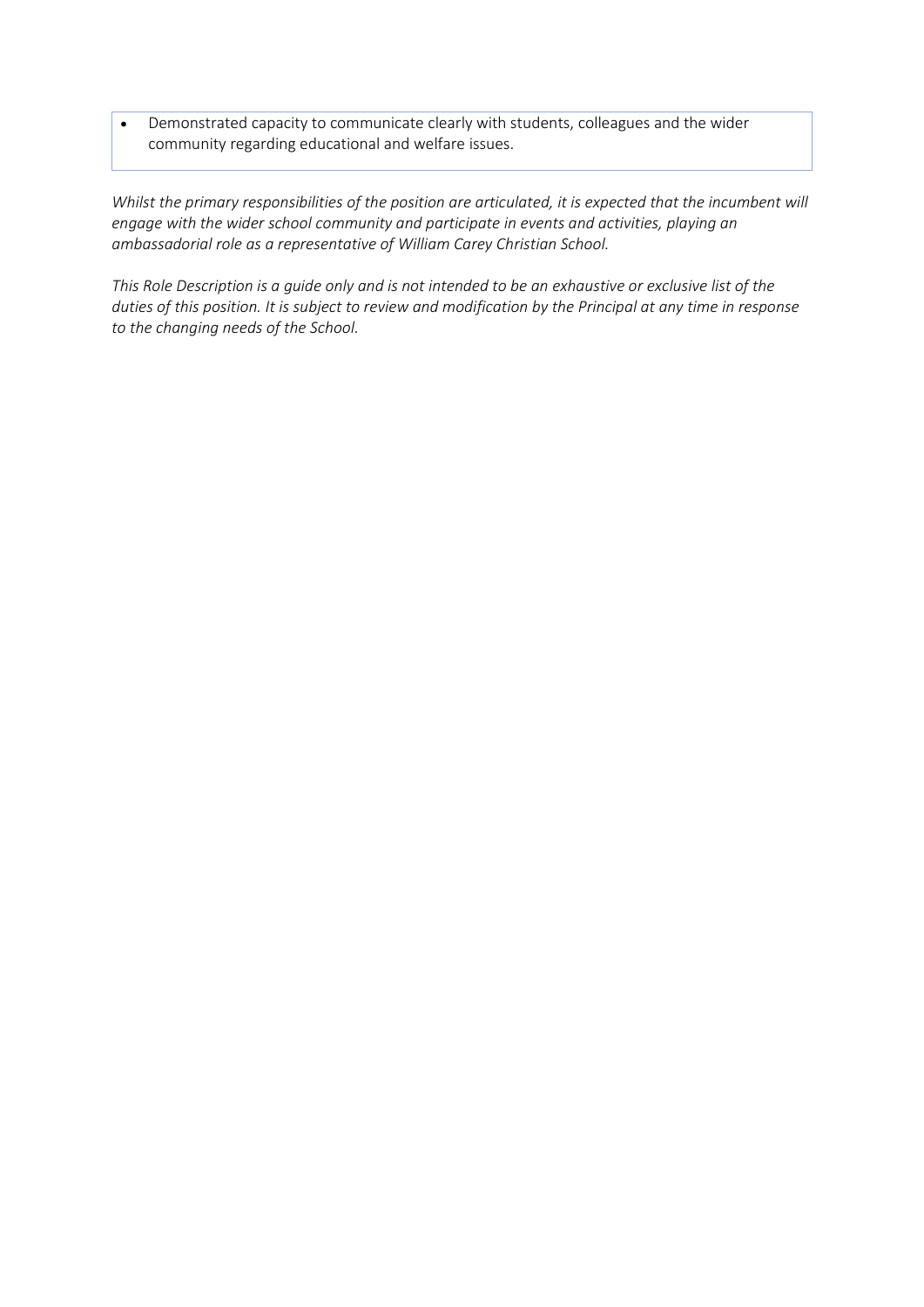- Demonstrated capacity to communicate clearly with students, colleagues and the wider community regarding educational and welfare issues.

*Whilst the primary responsibilities of the position are articulated, it is expected that the incumbent will engage with the wider school community and participate in events and activities, playing an ambassadorial role as a representative of William Carey Christian School.*

*This Role Description is a guide only and is not intended to be an exhaustive or exclusive list of the duties of this position. It is subject to review and modification by the Principal at any time in response to the changing needs of the School.*